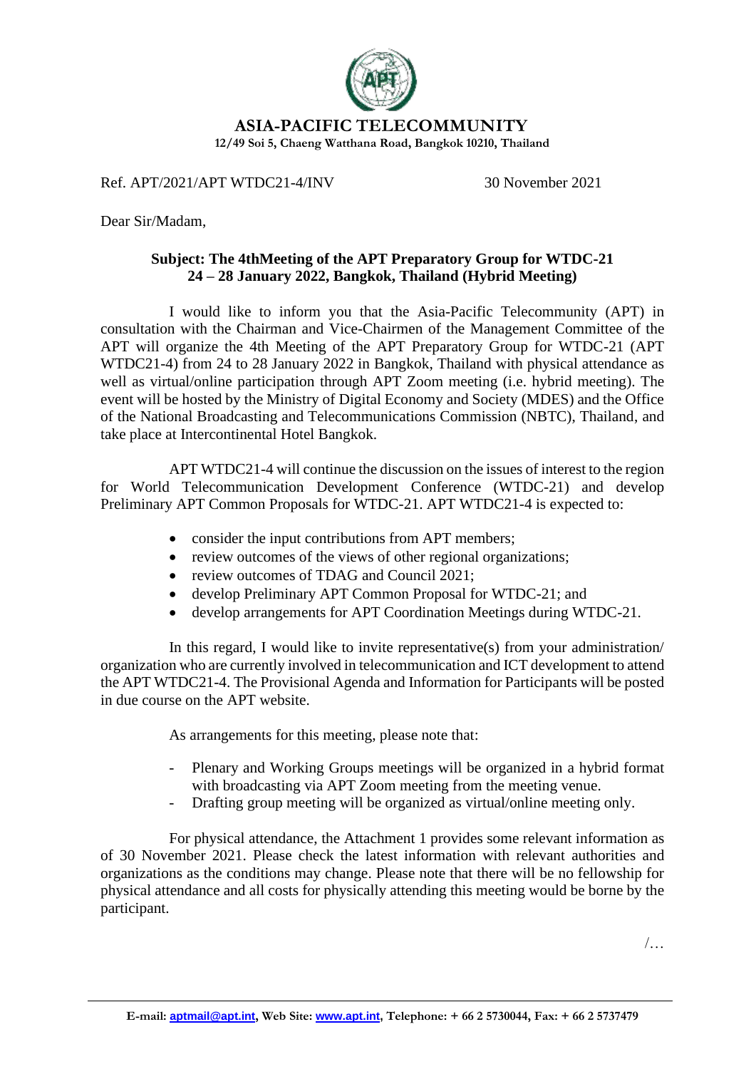# ASIA-PACIFIC TELECOMMUNITY

**12/49 Soi 5, Chaeng Watthana Road, Bangkok 10210, Thailand**

Ref. APT/2021/APT WTDC21-4/INV 30 November 2021

Dear Sir/Madam,

**Subject: The 4thMeeting of the APT Preparatory Group for WTDC-21**
**24 – 28 January 2022, Bangkok, Thailand (Hybrid Meeting)**

I would like to inform you that the Asia-Pacific Telecommunity (APT) in consultation with the Chairman and Vice-Chairmen of the Management Committee of the APT will organize the 4th Meeting of the APT Preparatory Group for WTDC-21 (APT WTDC21-4) from 24 to 28 January 2022 in Bangkok, Thailand with physical attendance as well as virtual/online participation through APT Zoom meeting (i.e. hybrid meeting). The event will be hosted by the Ministry of Digital Economy and Society (MDES) and the Office of the National Broadcasting and Telecommunications Commission (NBTC), Thailand, and take place at Intercontinental Hotel Bangkok.

APT WTDC21-4 will continue the discussion on the issues of interest to the region for World Telecommunication Development Conference (WTDC-21) and develop Preliminary APT Common Proposals for WTDC-21. APT WTDC21-4 is expected to:

- consider the input contributions from APT members;
- review outcomes of the views of other regional organizations;
- review outcomes of TDAG and Council 2021;
- develop Preliminary APT Common Proposal for WTDC-21; and
- develop arrangements for APT Coordination Meetings during WTDC-21.

In this regard, I would like to invite representative(s) from your administration/ organization who are currently involved in telecommunication and ICT development to attend the APT WTDC21-4. The Provisional Agenda and Information for Participants will be posted in due course on the APT website.

As arrangements for this meeting, please note that:

- Plenary and Working Groups meetings will be organized in a hybrid format with broadcasting via APT Zoom meeting from the meeting venue.
- Drafting group meeting will be organized as virtual/online meeting only.

For physical attendance, the Attachment 1 provides some relevant information as of 30 November 2021. Please check the latest information with relevant authorities and organizations as the conditions may change. Please note that there will be no fellowship for physical attendance and all costs for physically attending this meeting would be borne by the participant.

/…

**E-mail: aptmail@apt.int, Web Site: www.apt.int, Telephone: + 66 2 5730044, Fax: + 66 2 5737479**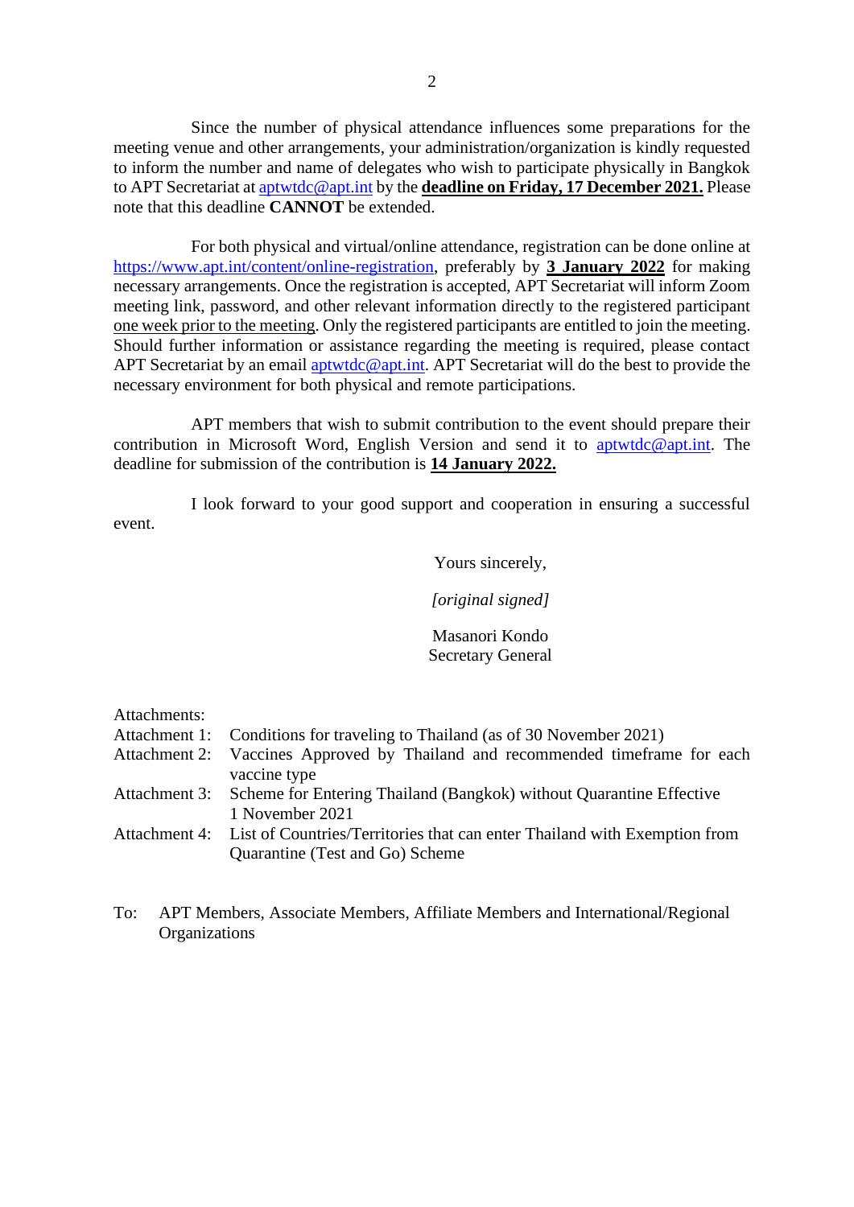Since the number of physical attendance influences some preparations for the meeting venue and other arrangements, your administration/organization is kindly requested to inform the number and name of delegates who wish to participate physically in Bangkok to APT Secretariat at aptwtdc@apt.int by the **deadline on Friday, 17 December 2021.** Please note that this deadline **CANNOT** be extended.

For both physical and virtual/online attendance, registration can be done online at https://www.apt.int/content/online-registration, preferably by **3 January 2022** for making necessary arrangements. Once the registration is accepted, APT Secretariat will inform Zoom meeting link, password, and other relevant information directly to the registered participant one week prior to the meeting. Only the registered participants are entitled to join the meeting. Should further information or assistance regarding the meeting is required, please contact APT Secretariat by an email aptwtdc@apt.int. APT Secretariat will do the best to provide the necessary environment for both physical and remote participations.

APT members that wish to submit contribution to the event should prepare their contribution in Microsoft Word, English Version and send it to aptwtdc@apt.int. The deadline for submission of the contribution is **14 January 2022.**

I look forward to your good support and cooperation in ensuring a successful event.

Yours sincerely,

*[original signed]*

Masanori Kondo
Secretary General

Attachments:

Attachment 1: Conditions for traveling to Thailand (as of 30 November 2021)

Attachment 2: Vaccines Approved by Thailand and recommended timeframe for each vaccine type

Attachment 3: Scheme for Entering Thailand (Bangkok) without Quarantine Effective 1 November 2021

Attachment 4: List of Countries/Territories that can enter Thailand with Exemption from Quarantine (Test and Go) Scheme

To: APT Members, Associate Members, Affiliate Members and International/Regional Organizations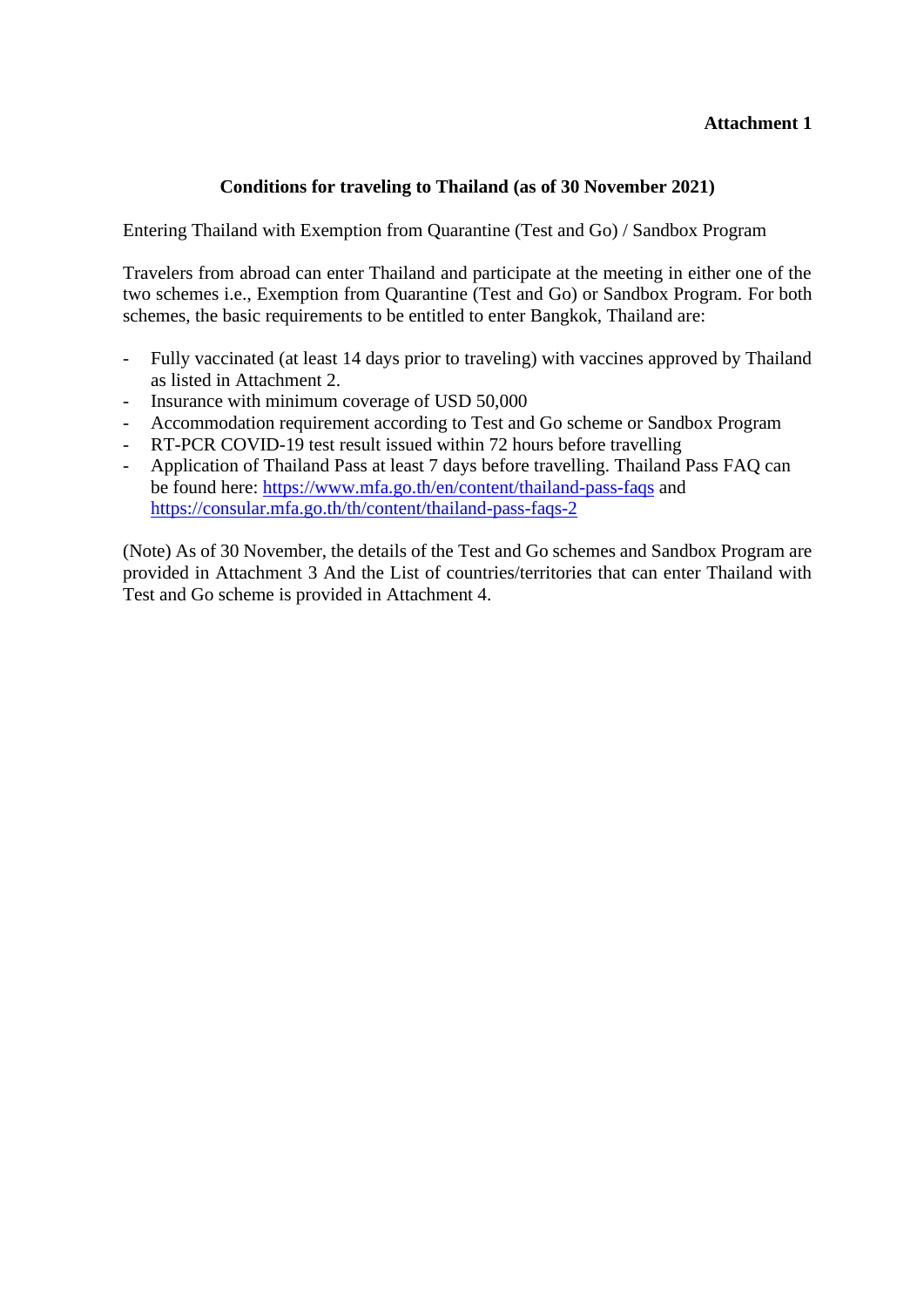**Attachment 1**

## Conditions for traveling to Thailand (as of 30 November 2021)

Entering Thailand with Exemption from Quarantine (Test and Go) / Sandbox Program

Travelers from abroad can enter Thailand and participate at the meeting in either one of the two schemes i.e., Exemption from Quarantine (Test and Go) or Sandbox Program. For both schemes, the basic requirements to be entitled to enter Bangkok, Thailand are:

- Fully vaccinated (at least 14 days prior to traveling) with vaccines approved by Thailand as listed in Attachment 2.
- Insurance with minimum coverage of USD 50,000
- Accommodation requirement according to Test and Go scheme or Sandbox Program
- RT-PCR COVID-19 test result issued within 72 hours before travelling
- Application of Thailand Pass at least 7 days before travelling. Thailand Pass FAQ can be found here: https://www.mfa.go.th/en/content/thailand-pass-faqs and https://consular.mfa.go.th/th/content/thailand-pass-faqs-2

(Note) As of 30 November, the details of the Test and Go schemes and Sandbox Program are provided in Attachment 3 And the List of countries/territories that can enter Thailand with Test and Go scheme is provided in Attachment 4.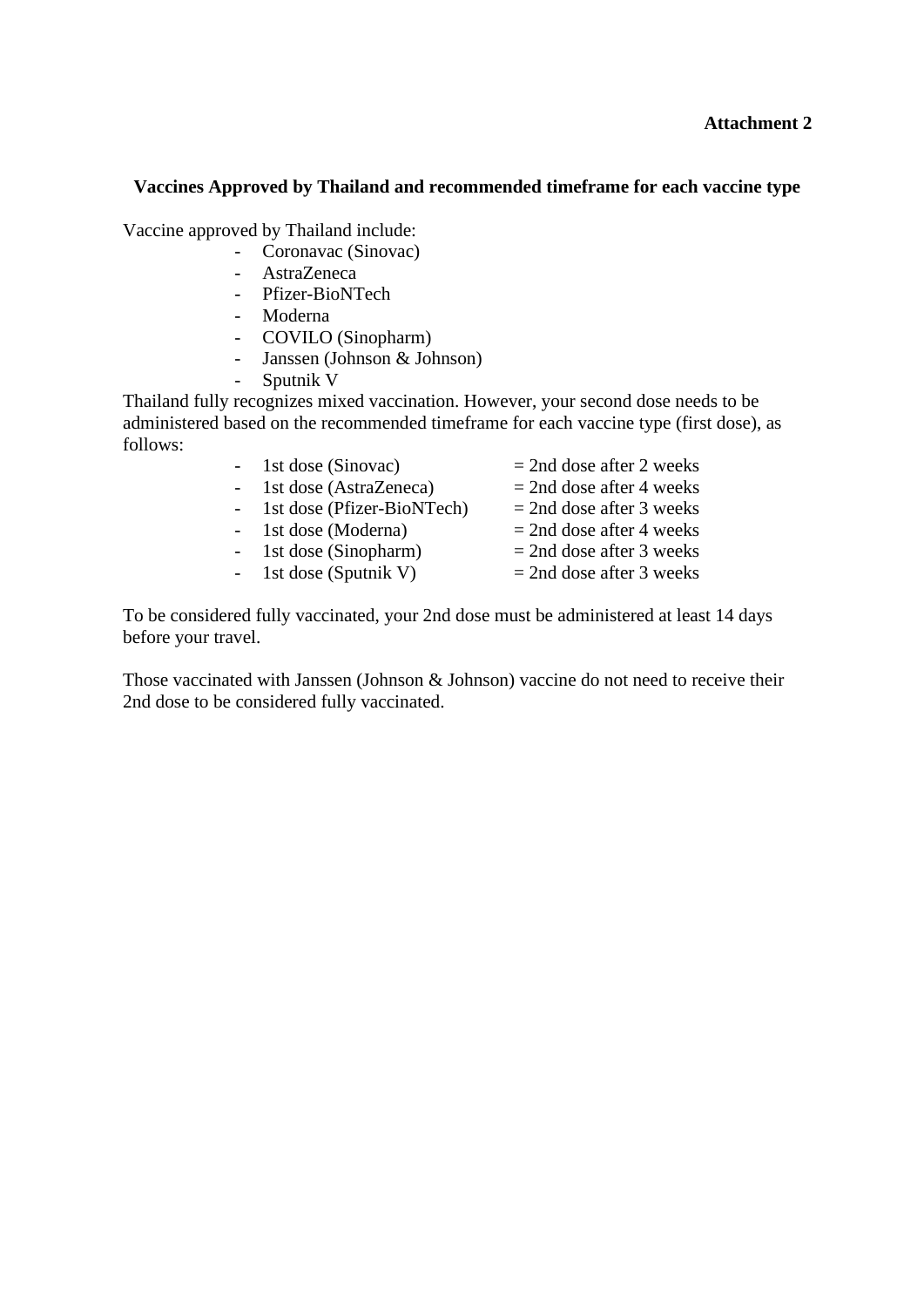**Attachment 2**

**Vaccines Approved by Thailand and recommended timeframe for each vaccine type**

Vaccine approved by Thailand include:

- Coronavac (Sinovac)
- AstraZeneca
- Pfizer-BioNTech
- Moderna
- COVILO (Sinopharm)
- Janssen (Johnson & Johnson)
- Sputnik V

Thailand fully recognizes mixed vaccination. However, your second dose needs to be administered based on the recommended timeframe for each vaccine type (first dose), as follows:

- 1st dose (Sinovac) = 2nd dose after 2 weeks
- 1st dose (AstraZeneca) = 2nd dose after 4 weeks
- 1st dose (Pfizer-BioNTech) = 2nd dose after 3 weeks
- 1st dose (Moderna) = 2nd dose after 4 weeks
- 1st dose (Sinopharm) = 2nd dose after 3 weeks
- 1st dose (Sputnik V) = 2nd dose after 3 weeks

To be considered fully vaccinated, your 2nd dose must be administered at least 14 days before your travel.

Those vaccinated with Janssen (Johnson & Johnson) vaccine do not need to receive their 2nd dose to be considered fully vaccinated.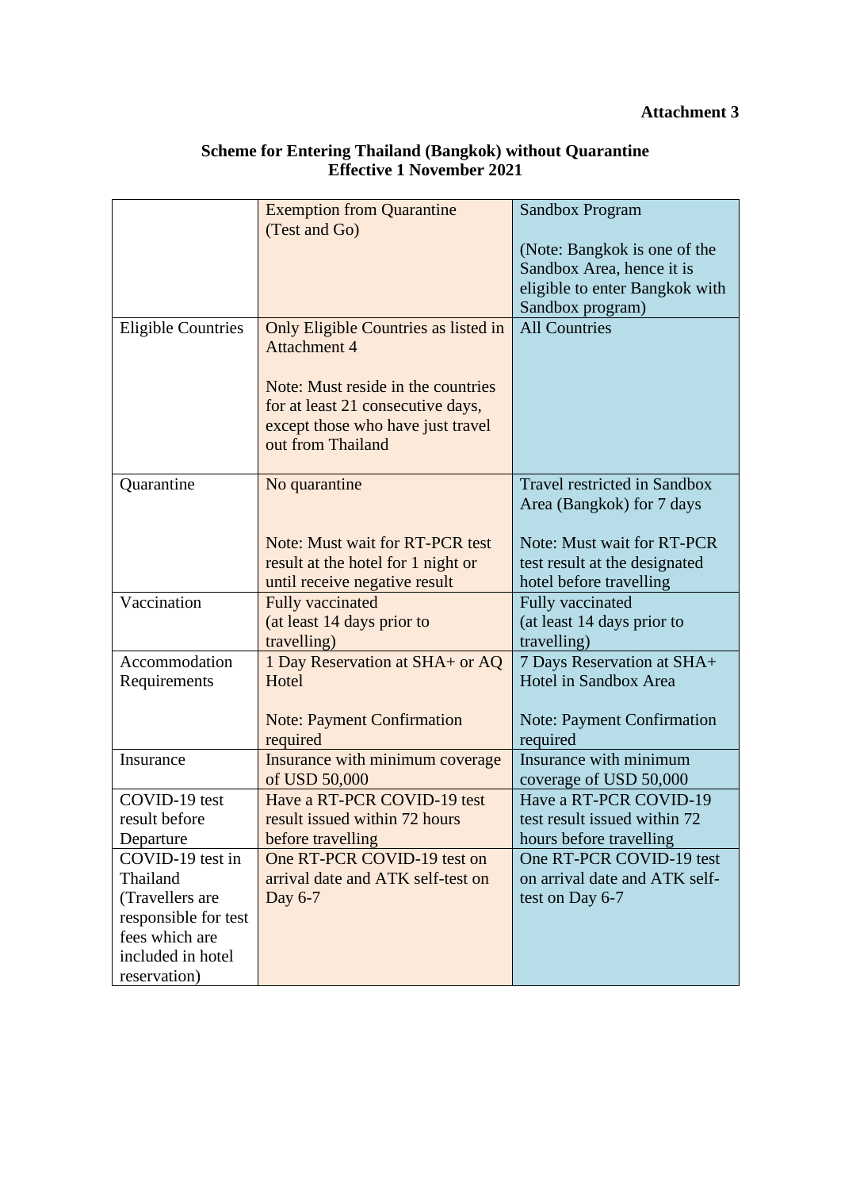**Attachment 3**

**Scheme for Entering Thailand (Bangkok) without Quarantine**
**Effective 1 November 2021**

| | Exemption from Quarantine (Test and Go) | Sandbox Program<br><br>(Note: Bangkok is one of the Sandbox Area, hence it is eligible to enter Bangkok with Sandbox program) |
|---|---|---|
| Eligible Countries | Only Eligible Countries as listed in Attachment 4<br><br>Note: Must reside in the countries for at least 21 consecutive days, except those who have just travel out from Thailand | All Countries |
| Quarantine | No quarantine<br><br>Note: Must wait for RT-PCR test result at the hotel for 1 night or until receive negative result | Travel restricted in Sandbox Area (Bangkok) for 7 days<br><br>Note: Must wait for RT-PCR test result at the designated hotel before travelling |
| Vaccination | Fully vaccinated (at least 14 days prior to travelling) | Fully vaccinated (at least 14 days prior to travelling) |
| Accommodation Requirements | 1 Day Reservation at SHA+ or AQ Hotel<br><br>Note: Payment Confirmation required | 7 Days Reservation at SHA+ Hotel in Sandbox Area<br><br>Note: Payment Confirmation required |
| Insurance | Insurance with minimum coverage of USD 50,000 | Insurance with minimum coverage of USD 50,000 |
| COVID-19 test result before Departure | Have a RT-PCR COVID-19 test result issued within 72 hours before travelling | Have a RT-PCR COVID-19 test result issued within 72 hours before travelling |
| COVID-19 test in Thailand (Travellers are responsible for test fees which are included in hotel reservation) | One RT-PCR COVID-19 test on arrival date and ATK self-test on Day 6-7 | One RT-PCR COVID-19 test on arrival date and ATK self-test on Day 6-7 |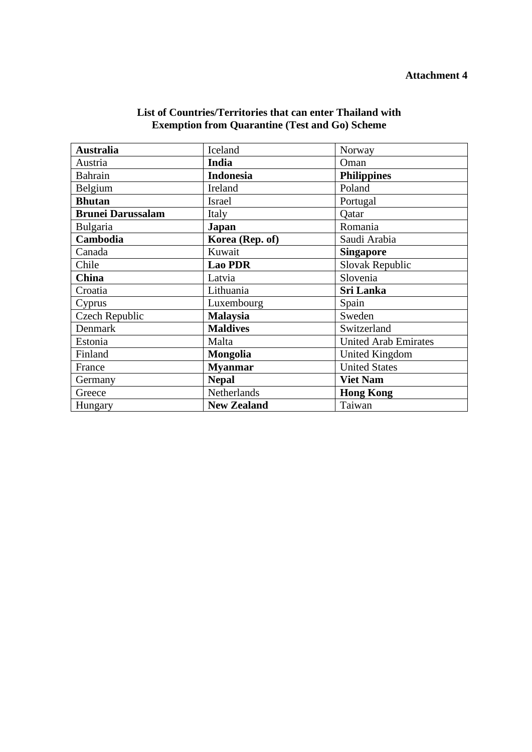**Attachment 4**

**List of Countries/Territories that can enter Thailand with Exemption from Quarantine (Test and Go) Scheme**

| | | |
|---|---|---|
| **Australia** | Iceland | Norway |
| Austria | **India** | Oman |
| Bahrain | **Indonesia** | **Philippines** |
| Belgium | Ireland | Poland |
| **Bhutan** | Israel | Portugal |
| **Brunei Darussalam** | Italy | Qatar |
| Bulgaria | **Japan** | Romania |
| **Cambodia** | **Korea (Rep. of)** | Saudi Arabia |
| Canada | Kuwait | **Singapore** |
| Chile | **Lao PDR** | Slovak Republic |
| **China** | Latvia | Slovenia |
| Croatia | Lithuania | **Sri Lanka** |
| Cyprus | Luxembourg | Spain |
| Czech Republic | **Malaysia** | Sweden |
| Denmark | **Maldives** | Switzerland |
| Estonia | Malta | United Arab Emirates |
| Finland | **Mongolia** | United Kingdom |
| France | **Myanmar** | United States |
| Germany | **Nepal** | **Viet Nam** |
| Greece | Netherlands | **Hong Kong** |
| Hungary | **New Zealand** | Taiwan |